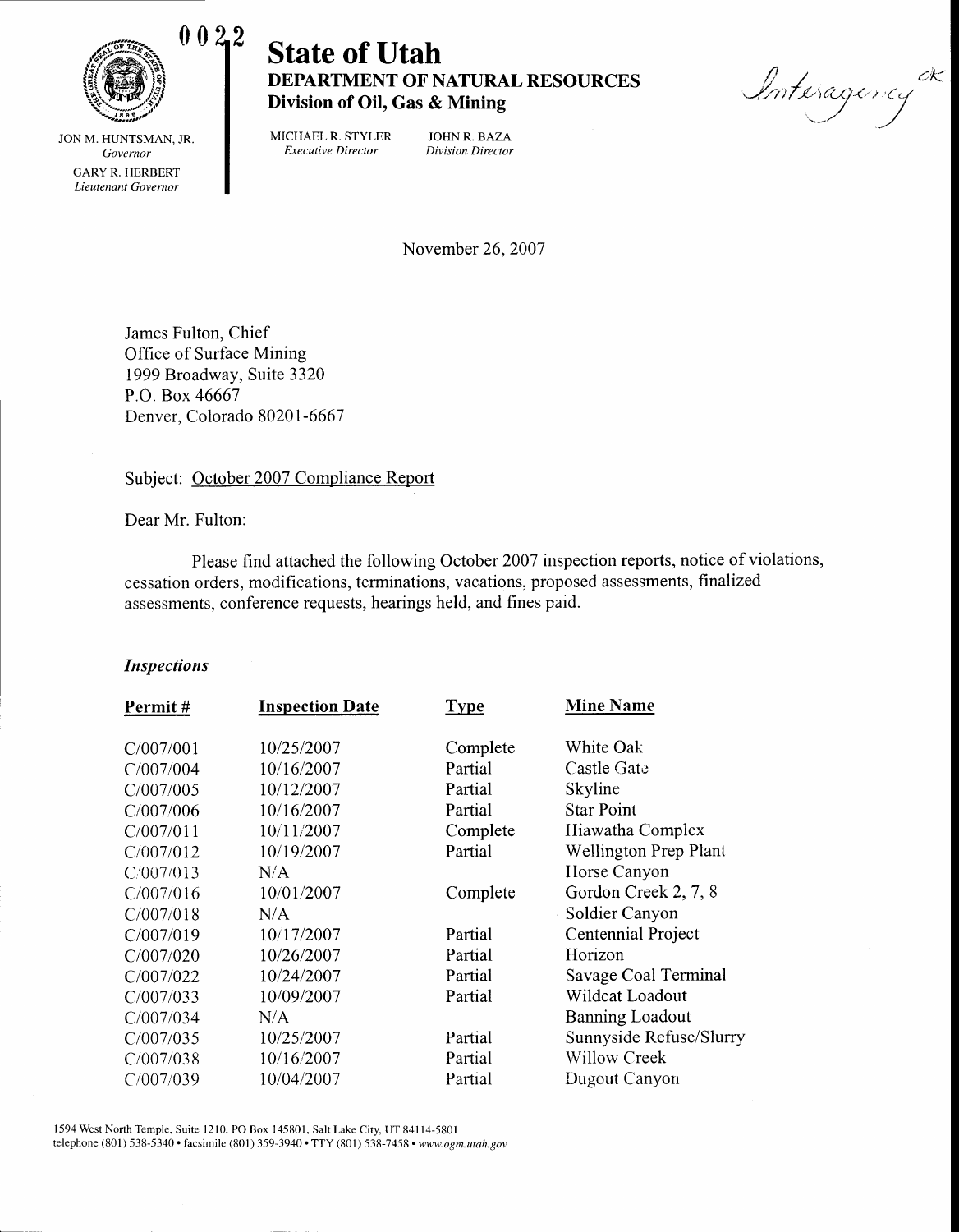0022

# State of Utah
## DEPARTMENT OF NATURAL RESOURCES
**Division of Oil, Gas & Mining**

JON M. HUNTSMAN, JR.
*Governor*

GARY R. HERBERT
*Lieutenant Governor*

MICHAEL R. STYLER
*Executive Director*

JOHN R. BAZA
*Division Director*

Interagency ck

November 26, 2007

James Fulton, Chief
Office of Surface Mining
1999 Broadway, Suite 3320
P.O. Box 46667
Denver, Colorado 80201-6667

Subject: October 2007 Compliance Report

Dear Mr. Fulton:

Please find attached the following October 2007 inspection reports, notice of violations, cessation orders, modifications, terminations, vacations, proposed assessments, finalized assessments, conference requests, hearings held, and fines paid.

### *Inspections*

| Permit # | Inspection Date | Type | Mine Name |
|---|---|---|---|
| C/007/001 | 10/25/2007 | Complete | White Oak |
| C/007/004 | 10/16/2007 | Partial | Castle Gate |
| C/007/005 | 10/12/2007 | Partial | Skyline |
| C/007/006 | 10/16/2007 | Partial | Star Point |
| C/007/011 | 10/11/2007 | Complete | Hiawatha Complex |
| C/007/012 | 10/19/2007 | Partial | Wellington Prep Plant |
| C/007/013 | N/A | | Horse Canyon |
| C/007/016 | 10/01/2007 | Complete | Gordon Creek 2, 7, 8 |
| C/007/018 | N/A | | Soldier Canyon |
| C/007/019 | 10/17/2007 | Partial | Centennial Project |
| C/007/020 | 10/26/2007 | Partial | Horizon |
| C/007/022 | 10/24/2007 | Partial | Savage Coal Terminal |
| C/007/033 | 10/09/2007 | Partial | Wildcat Loadout |
| C/007/034 | N/A | | Banning Loadout |
| C/007/035 | 10/25/2007 | Partial | Sunnyside Refuse/Slurry |
| C/007/038 | 10/16/2007 | Partial | Willow Creek |
| C/007/039 | 10/04/2007 | Partial | Dugout Canyon |

1594 West North Temple, Suite 1210, PO Box 145801, Salt Lake City, UT 84114-5801
telephone (801) 538-5340 • facsimile (801) 359-3940 • TTY (801) 538-7458 • *www.ogm.utah.gov*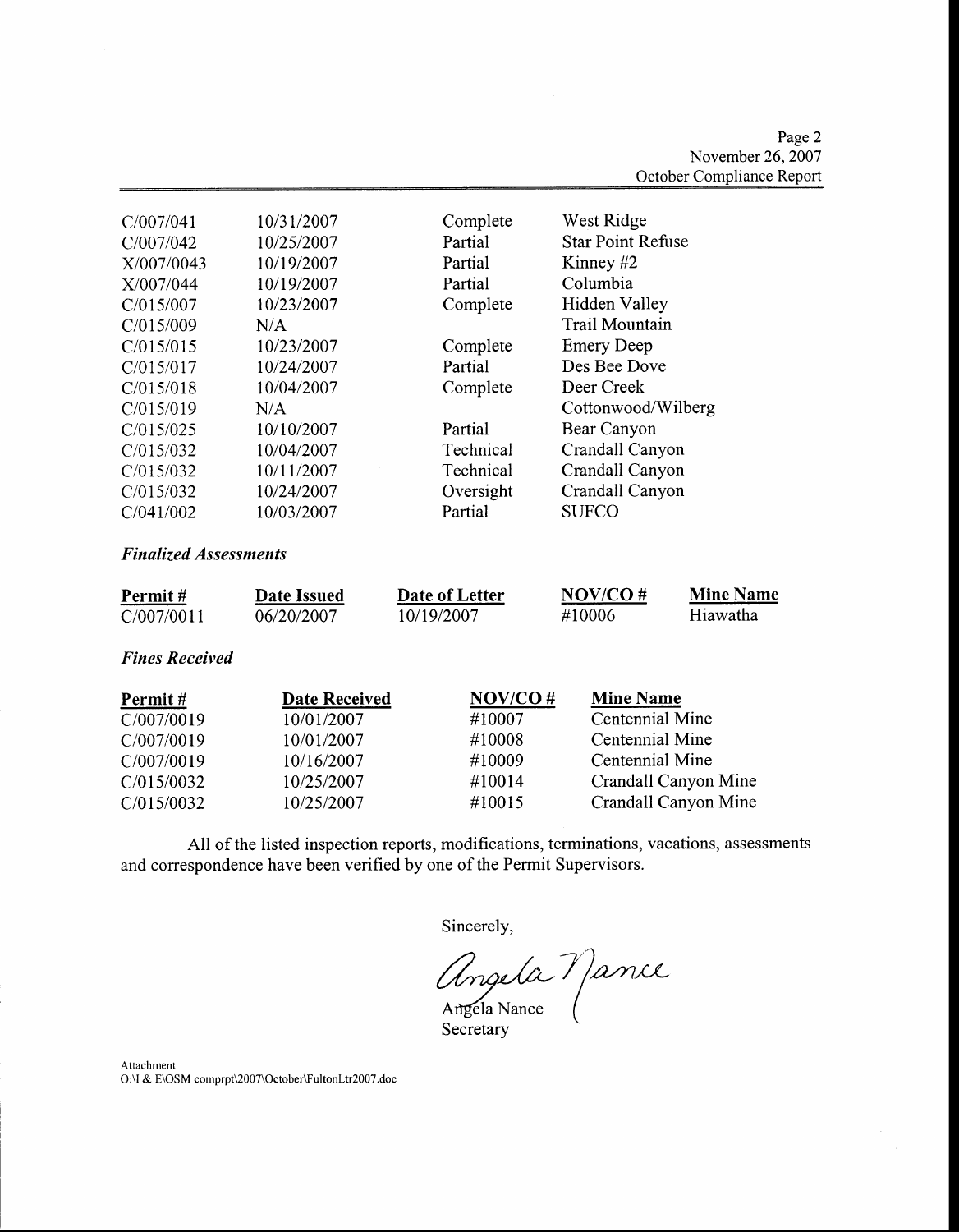| | | | |
|---|---|---|---|
| C/007/041 | 10/31/2007 | Complete | West Ridge |
| C/007/042 | 10/25/2007 | Partial | Star Point Refuse |
| X/007/0043 | 10/19/2007 | Partial | Kinney #2 |
| X/007/044 | 10/19/2007 | Partial | Columbia |
| C/015/007 | 10/23/2007 | Complete | Hidden Valley |
| C/015/009 | N/A | | Trail Mountain |
| C/015/015 | 10/23/2007 | Complete | Emery Deep |
| C/015/017 | 10/24/2007 | Partial | Des Bee Dove |
| C/015/018 | 10/04/2007 | Complete | Deer Creek |
| C/015/019 | N/A | | Cottonwood/Wilberg |
| C/015/025 | 10/10/2007 | Partial | Bear Canyon |
| C/015/032 | 10/04/2007 | Technical | Crandall Canyon |
| C/015/032 | 10/11/2007 | Technical | Crandall Canyon |
| C/015/032 | 10/24/2007 | Oversight | Crandall Canyon |
| C/041/002 | 10/03/2007 | Partial | SUFCO |

***Finalized Assessments***

| Permit # | Date Issued | Date of Letter | NOV/CO # | Mine Name |
|---|---|---|---|---|
| C/007/0011 | 06/20/2007 | 10/19/2007 | #10006 | Hiawatha |

***Fines Received***

| Permit # | Date Received | NOV/CO # | Mine Name |
|---|---|---|---|
| C/007/0019 | 10/01/2007 | #10007 | Centennial Mine |
| C/007/0019 | 10/01/2007 | #10008 | Centennial Mine |
| C/007/0019 | 10/16/2007 | #10009 | Centennial Mine |
| C/015/0032 | 10/25/2007 | #10014 | Crandall Canyon Mine |
| C/015/0032 | 10/25/2007 | #10015 | Crandall Canyon Mine |

All of the listed inspection reports, modifications, terminations, vacations, assessments and correspondence have been verified by one of the Permit Supervisors.

Sincerely,

Angela Nance

Angela Nance
Secretary

Attachment
O:\I & E\OSM comprpt\2007\October\FultonLtr2007.doc